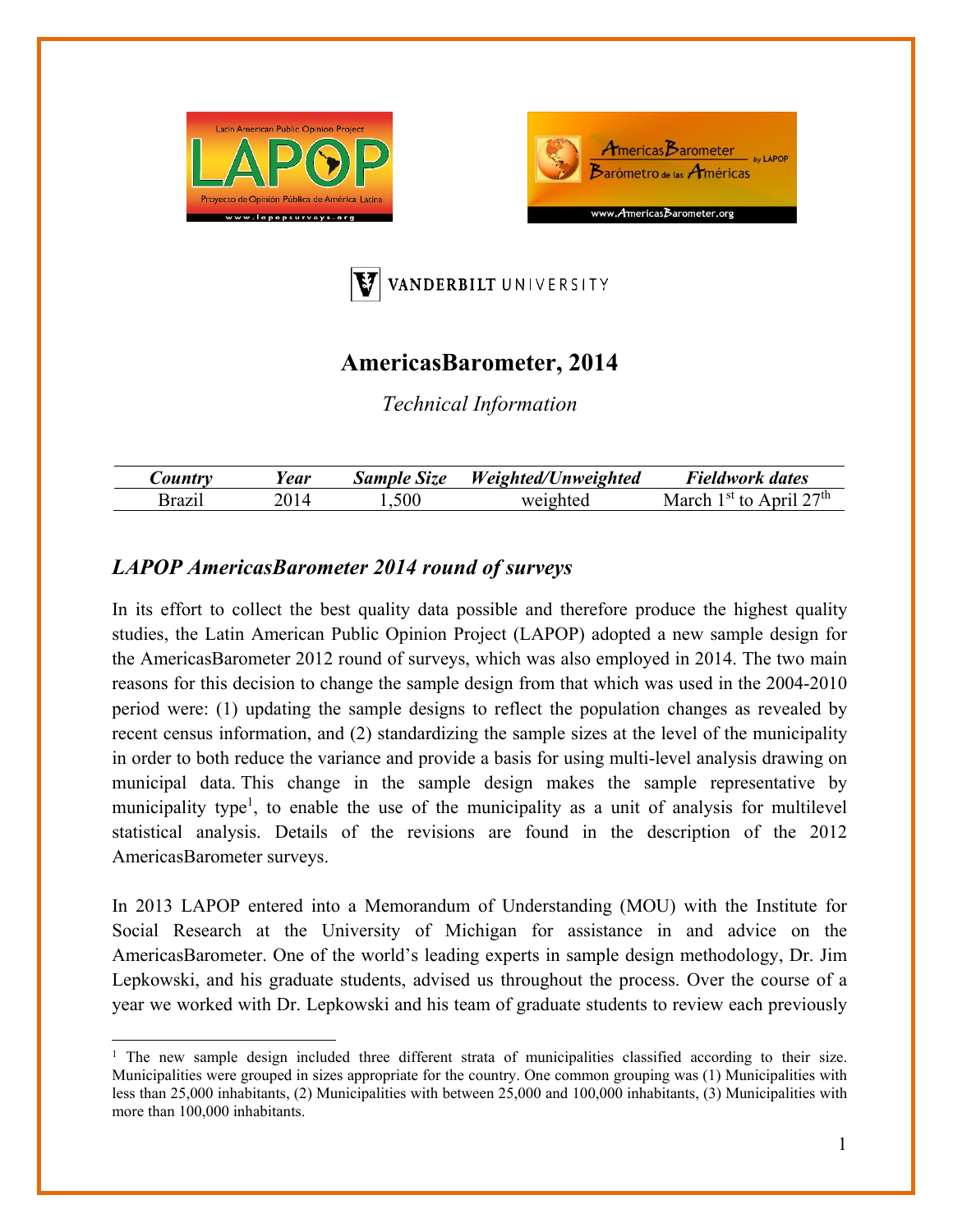# AmericasBarometer, 2014

*Technical Information*

| *Country* | *Year* | *Sample Size* | *Weighted/Unweighted* | *Fieldwork dates* |
|---|---|---|---|---|
| Brazil | 2014 | 1,500 | weighted | March 1st to April 27th |

## *LAPOP AmericasBarometer 2014 round of surveys*

In its effort to collect the best quality data possible and therefore produce the highest quality studies, the Latin American Public Opinion Project (LAPOP) adopted a new sample design for the AmericasBarometer 2012 round of surveys, which was also employed in 2014. The two main reasons for this decision to change the sample design from that which was used in the 2004-2010 period were: (1) updating the sample designs to reflect the population changes as revealed by recent census information, and (2) standardizing the sample sizes at the level of the municipality in order to both reduce the variance and provide a basis for using multi-level analysis drawing on municipal data. This change in the sample design makes the sample representative by municipality type[1], to enable the use of the municipality as a unit of analysis for multilevel statistical analysis. Details of the revisions are found in the description of the 2012 AmericasBarometer surveys.

In 2013 LAPOP entered into a Memorandum of Understanding (MOU) with the Institute for Social Research at the University of Michigan for assistance in and advice on the AmericasBarometer. One of the world's leading experts in sample design methodology, Dr. Jim Lepkowski, and his graduate students, advised us throughout the process. Over the course of a year we worked with Dr. Lepkowski and his team of graduate students to review each previously

[1] The new sample design included three different strata of municipalities classified according to their size. Municipalities were grouped in sizes appropriate for the country. One common grouping was (1) Municipalities with less than 25,000 inhabitants, (2) Municipalities with between 25,000 and 100,000 inhabitants, (3) Municipalities with more than 100,000 inhabitants.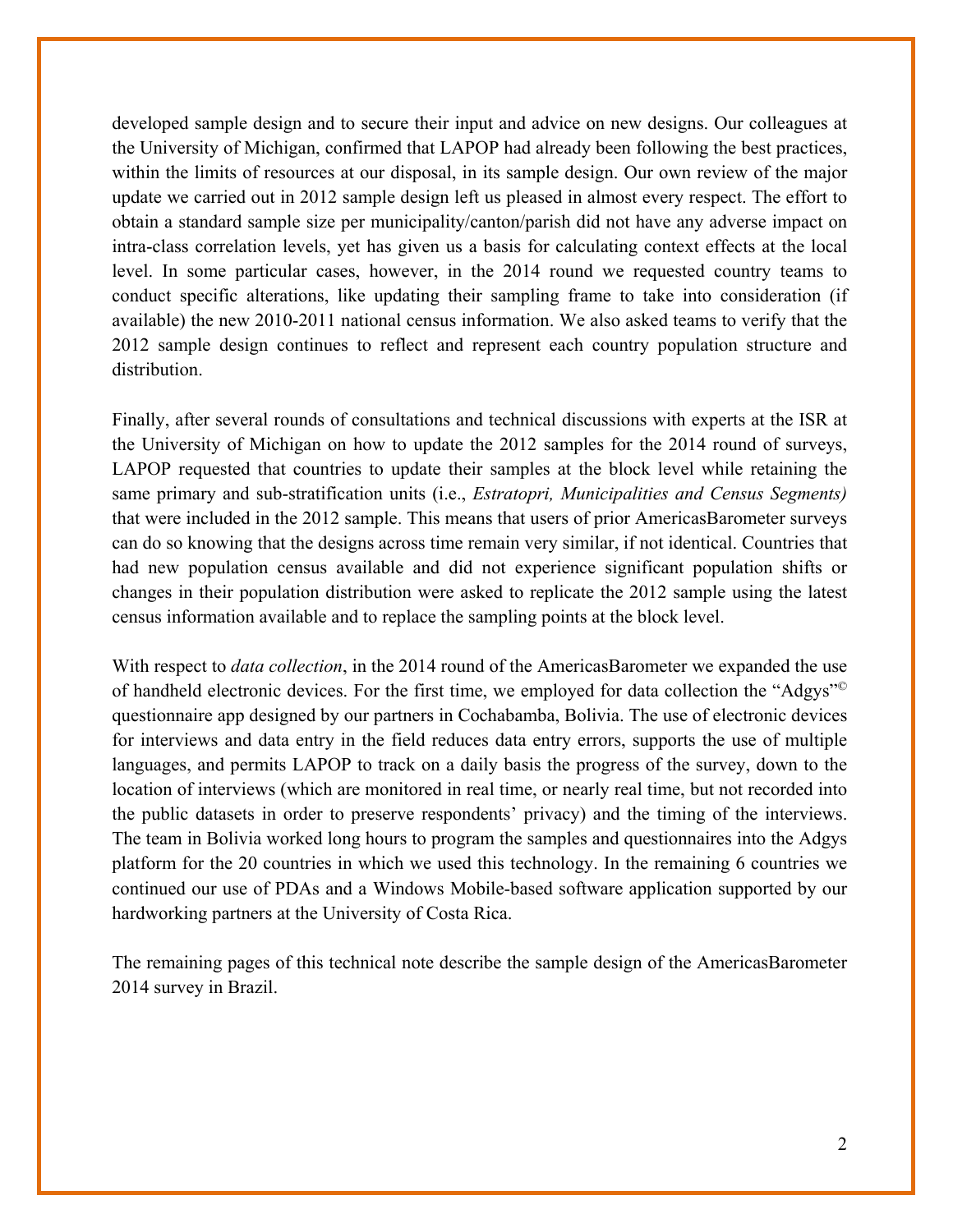developed sample design and to secure their input and advice on new designs. Our colleagues at the University of Michigan, confirmed that LAPOP had already been following the best practices, within the limits of resources at our disposal, in its sample design. Our own review of the major update we carried out in 2012 sample design left us pleased in almost every respect. The effort to obtain a standard sample size per municipality/canton/parish did not have any adverse impact on intra-class correlation levels, yet has given us a basis for calculating context effects at the local level. In some particular cases, however, in the 2014 round we requested country teams to conduct specific alterations, like updating their sampling frame to take into consideration (if available) the new 2010-2011 national census information. We also asked teams to verify that the 2012 sample design continues to reflect and represent each country population structure and distribution.

Finally, after several rounds of consultations and technical discussions with experts at the ISR at the University of Michigan on how to update the 2012 samples for the 2014 round of surveys, LAPOP requested that countries to update their samples at the block level while retaining the same primary and sub-stratification units (i.e., *Estratopri, Municipalities and Census Segments)* that were included in the 2012 sample. This means that users of prior AmericasBarometer surveys can do so knowing that the designs across time remain very similar, if not identical. Countries that had new population census available and did not experience significant population shifts or changes in their population distribution were asked to replicate the 2012 sample using the latest census information available and to replace the sampling points at the block level.

With respect to *data collection*, in the 2014 round of the AmericasBarometer we expanded the use of handheld electronic devices. For the first time, we employed for data collection the "Adgys"© questionnaire app designed by our partners in Cochabamba, Bolivia. The use of electronic devices for interviews and data entry in the field reduces data entry errors, supports the use of multiple languages, and permits LAPOP to track on a daily basis the progress of the survey, down to the location of interviews (which are monitored in real time, or nearly real time, but not recorded into the public datasets in order to preserve respondents' privacy) and the timing of the interviews. The team in Bolivia worked long hours to program the samples and questionnaires into the Adgys platform for the 20 countries in which we used this technology. In the remaining 6 countries we continued our use of PDAs and a Windows Mobile-based software application supported by our hardworking partners at the University of Costa Rica.

The remaining pages of this technical note describe the sample design of the AmericasBarometer 2014 survey in Brazil.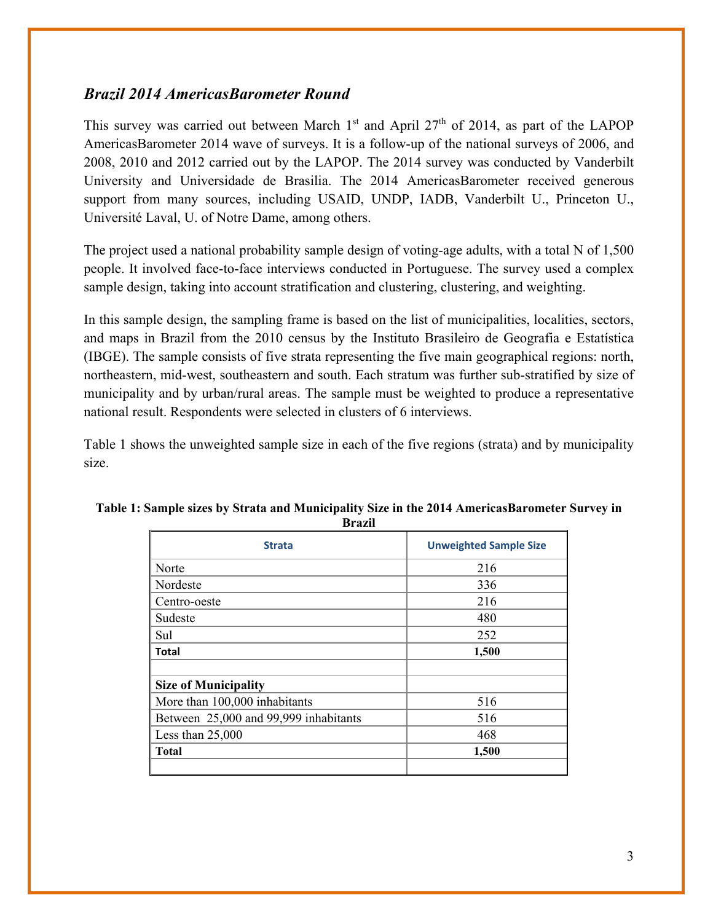### *Brazil 2014 AmericasBarometer Round*

This survey was carried out between March 1st and April 27th of 2014, as part of the LAPOP AmericasBarometer 2014 wave of surveys. It is a follow-up of the national surveys of 2006, and 2008, 2010 and 2012 carried out by the LAPOP. The 2014 survey was conducted by Vanderbilt University and Universidade de Brasilia. The 2014 AmericasBarometer received generous support from many sources, including USAID, UNDP, IADB, Vanderbilt U., Princeton U., Université Laval, U. of Notre Dame, among others.

The project used a national probability sample design of voting-age adults, with a total N of 1,500 people. It involved face-to-face interviews conducted in Portuguese. The survey used a complex sample design, taking into account stratification and clustering, clustering, and weighting.

In this sample design, the sampling frame is based on the list of municipalities, localities, sectors, and maps in Brazil from the 2010 census by the Instituto Brasileiro de Geografia e Estatística (IBGE). The sample consists of five strata representing the five main geographical regions: north, northeastern, mid-west, southeastern and south. Each stratum was further sub-stratified by size of municipality and by urban/rural areas. The sample must be weighted to produce a representative national result. Respondents were selected in clusters of 6 interviews.

Table 1 shows the unweighted sample size in each of the five regions (strata) and by municipality size.

**Table 1: Sample sizes by Strata and Municipality Size in the 2014 AmericasBarometer Survey in Brazil**

| Strata | Unweighted Sample Size |
|---|---|
| Norte | 216 |
| Nordeste | 336 |
| Centro-oeste | 216 |
| Sudeste | 480 |
| Sul | 252 |
| **Total** | **1,500** |
| | |
| **Size of Municipality** | |
| More than 100,000 inhabitants | 516 |
| Between 25,000 and 99,999 inhabitants | 516 |
| Less than 25,000 | 468 |
| **Total** | **1,500** |
| | |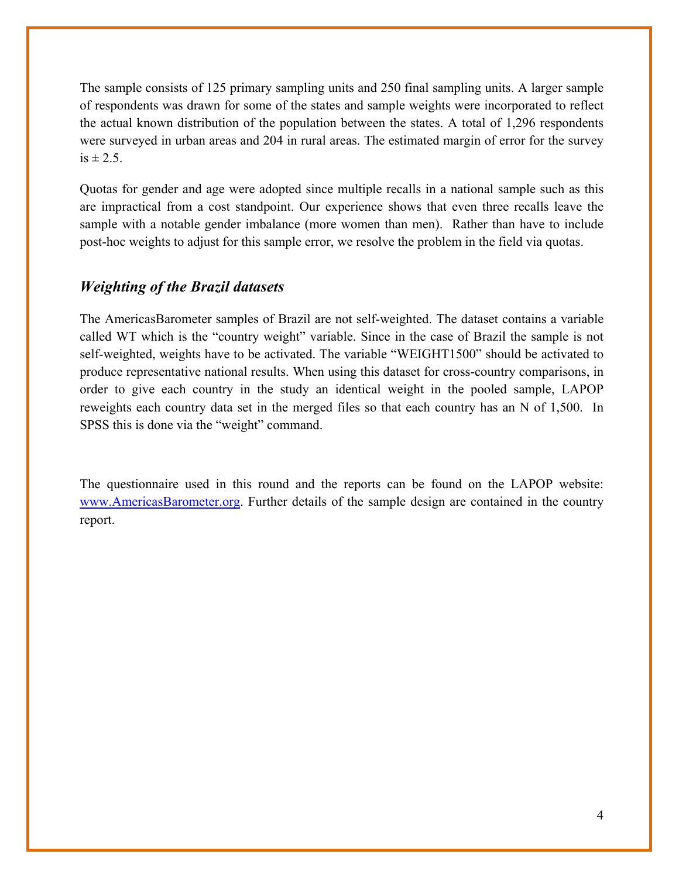The sample consists of 125 primary sampling units and 250 final sampling units. A larger sample of respondents was drawn for some of the states and sample weights were incorporated to reflect the actual known distribution of the population between the states. A total of 1,296 respondents were surveyed in urban areas and 204 in rural areas. The estimated margin of error for the survey is ± 2.5.

Quotas for gender and age were adopted since multiple recalls in a national sample such as this are impractical from a cost standpoint. Our experience shows that even three recalls leave the sample with a notable gender imbalance (more women than men). Rather than have to include post-hoc weights to adjust for this sample error, we resolve the problem in the field via quotas.

### *Weighting of the Brazil datasets*

The AmericasBarometer samples of Brazil are not self-weighted. The dataset contains a variable called WT which is the "country weight" variable. Since in the case of Brazil the sample is not self-weighted, weights have to be activated. The variable "WEIGHT1500" should be activated to produce representative national results. When using this dataset for cross-country comparisons, in order to give each country in the study an identical weight in the pooled sample, LAPOP reweights each country data set in the merged files so that each country has an N of 1,500. In SPSS this is done via the "weight" command.

The questionnaire used in this round and the reports can be found on the LAPOP website: [www.AmericasBarometer.org](http://www.AmericasBarometer.org). Further details of the sample design are contained in the country report.